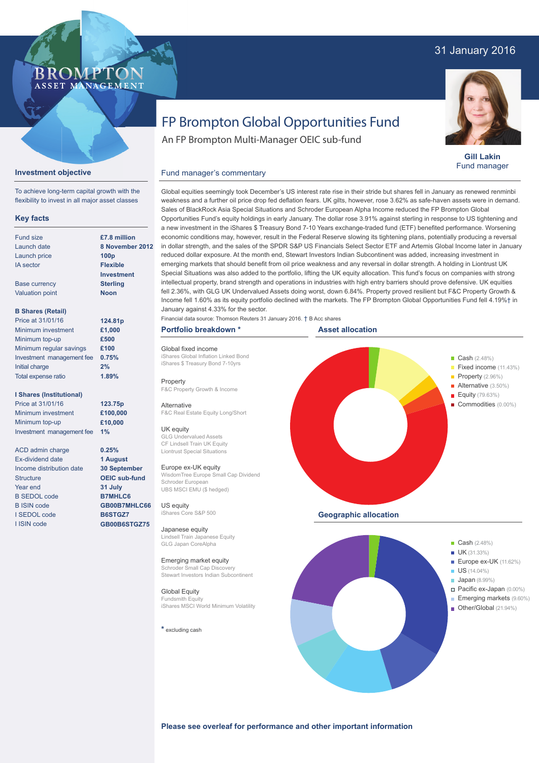31 January 2016

BROMPTON ASSET MANAGEMENT

# FP Brompton Global Opportunities Fund

An FP Brompton Multi-Manager OEIC sub-fund

**Gill Lakin**
Fund manager

## Investment objective

To achieve long-term capital growth with the flexibility to invest in all major asset classes

## Key facts

| | |
|---|---|
| Fund size | **£7.8 million** |
| Launch date | **8 November 2012** |
| Launch price | **100p** |
| IA sector | **Flexible Investment** |
| Base currency | **Sterling** |
| Valuation point | **Noon** |

### B Shares (Retail)

| | |
|---|---|
| Price at 31/01/16 | **124.81p** |
| Minimum investment | **£1,000** |
| Minimum top-up | **£500** |
| Minimum regular savings | **£100** |
| Investment management fee | **0.75%** |
| Initial charge | **2%** |
| Total expense ratio | **1.89%** |

### I Shares (Institutional)

| | |
|---|---|
| Price at 31/01/16 | **123.75p** |
| Minimum investment | **£100,000** |
| Minimum top-up | **£10,000** |
| Investment management fee | **1%** |

| | |
|---|---|
| ACD admin charge | **0.25%** |
| Ex-dividend date | **1 August** |
| Income distribution date | **30 September** |
| Structure | **OEIC sub-fund** |
| Year end | **31 July** |
| B SEDOL code | **B7MHLC6** |
| B ISIN code | **GB00B7MHLC66** |
| I SEDOL code | **B6STGZ7** |
| I ISIN code | **GB00B6STGZ75** |

## Fund manager's commentary

Global equities seemingly took December's US interest rate rise in their stride but shares fell in January as renewed renminbi weakness and a further oil price drop fed deflation fears. UK gilts, however, rose 3.62% as safe-haven assets were in demand. Sales of BlackRock Asia Special Situations and Schroder European Alpha Income reduced the FP Brompton Global Opportunities Fund's equity holdings in early January. The dollar rose 3.91% against sterling in response to US tightening and a new investment in the iShares $ Treasury Bond 7-10 Years exchange-traded fund (ETF) benefited performance. Worsening economic conditions may, however, result in the Federal Reserve slowing its tightening plans, potentially producing a reversal in dollar strength. The sales of the SPDR S&P US Financials Select Sector ETF and Artemis Global Income later in January reduced dollar exposure. At the month end, Stewart Investors Indian Subcontinent was added, increasing investment in emerging markets that should benefit from oil price weakness and any reversal in dollar strength. A holding in Liontrust UK Special Situations was also added to the portfolio, lifting the UK equity allocation. This fund's focus on companies with strong intellectual property, brand strength and operations in industries with high entry barriers should prove defensive. UK equities fell 2.36%, with GLG UK Undervalued Assets doing worst, down 6.84%. Property proved resilient but F&C Property Growth & Income fell 1.60% as its equity portfolio declined with the markets. The FP Brompton Global Opportunities Fund fell 4.19%† in January against 4.33% for the sector.

Financial data source: Thomson Reuters 31 January 2016. † B Acc shares

## Portfolio breakdown *

**Global fixed income**
iShares Global Inflation Linked Bond
iShares $ Treasury Bond 7-10yrs

**Property**
F&C Property Growth & Income

**Alternative**
F&C Real Estate Equity Long/Short

**UK equity**
GLG Undervalued Assets
CF Lindsell Train UK Equity
Liontrust Special Situations

**Europe ex-UK equity**
WisdomTree Europe Small Cap Dividend
Schroder European
UBS MSCI EMU ($ hedged)

**US equity**
iShares Core S&P 500

**Japanese equity**
Lindsell Train Japanese Equity
GLG Japan CoreAlpha

**Emerging market equity**
Schroder Small Cap Discovery
Stewart Investors Indian Subcontinent

**Global Equity**
Fundsmith Equity
iShares MSCI World Minimum Volatility

\* excluding cash

## Asset allocation

- Cash (2.48%)
- Fixed income (11.43%)
- Property (2.96%)
- Alternative (3.50%)
- Equity (79.63%)
- Commodities (0.00%)

## Geographic allocation

- Cash (2.48%)
- UK (31.33%)
- Europe ex-UK (11.62%)
- US (14.04%)
- Japan (8.99%)
- Pacific ex-Japan (0.00%)
- Emerging markets (9.60%)
- Other/Global (21.94%)

**Please see overleaf for performance and other important information**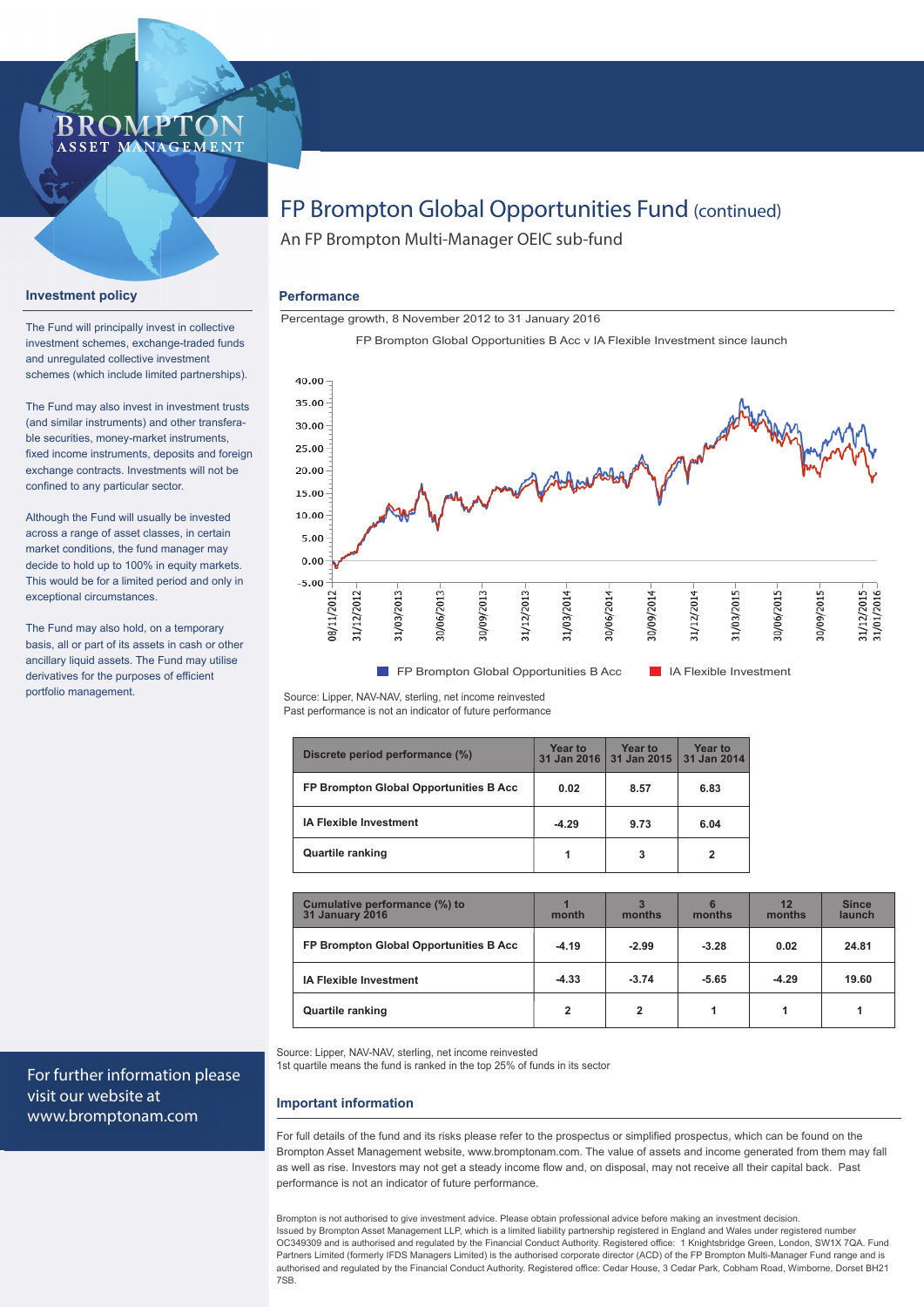BROMPTON
ASSET MANAGEMENT

# FP Brompton Global Opportunities Fund (continued)

An FP Brompton Multi-Manager OEIC sub-fund

## Investment policy

The Fund will principally invest in collective investment schemes, exchange-traded funds and unregulated collective investment schemes (which include limited partnerships).

The Fund may also invest in investment trusts (and similar instruments) and other transferable securities, money-market instruments, fixed income instruments, deposits and foreign exchange contracts. Investments will not be confined to any particular sector.

Although the Fund will usually be invested across a range of asset classes, in certain market conditions, the fund manager may decide to hold up to 100% in equity markets. This would be for a limited period and only in exceptional circumstances.

The Fund may also hold, on a temporary basis, all or part of its assets in cash or other ancillary liquid assets. The Fund may utilise derivatives for the purposes of efficient portfolio management.

For further information please visit our website at www.bromptonam.com

## Performance

Percentage growth, 8 November 2012 to 31 January 2016

FP Brompton Global Opportunities B Acc v IA Flexible Investment since launch

40.00
35.00
30.00
25.00
20.00
15.00
10.00
5.00
0.00
-5.00

08/11/2012
31/12/2012
31/03/2013
30/06/2013
30/09/2013
31/12/2013
31/03/2014
30/06/2014
30/09/2014
31/12/2014
31/03/2015
30/06/2015
30/09/2015
31/12/2015
31/01/2016

FP Brompton Global Opportunities B Acc
IA Flexible Investment

Source: Lipper, NAV-NAV, sterling, net income reinvested
Past performance is not an indicator of future performance

| Discrete period performance (%) | Year to 31 Jan 2016 | Year to 31 Jan 2015 | Year to 31 Jan 2014 |
|---|---|---|---|
| **FP Brompton Global Opportunities B Acc** | 0.02 | 8.57 | 6.83 |
| **IA Flexible Investment** | -4.29 | 9.73 | 6.04 |
| **Quartile ranking** | 1 | 3 | 2 |

| Cumulative performance (%) to 31 January 2016 | 1 month | 3 months | 6 months | 12 months | Since launch |
|---|---|---|---|---|---|
| **FP Brompton Global Opportunities B Acc** | -4.19 | -2.99 | -3.28 | 0.02 | 24.81 |
| **IA Flexible Investment** | -4.33 | -3.74 | -5.65 | -4.29 | 19.60 |
| **Quartile ranking** | 2 | 2 | 1 | 1 | 1 |

Source: Lipper, NAV-NAV, sterling, net income reinvested
1st quartile means the fund is ranked in the top 25% of funds in its sector

## Important information

For full details of the fund and its risks please refer to the prospectus or simplified prospectus, which can be found on the Brompton Asset Management website, www.bromptonam.com. The value of assets and income generated from them may fall as well as rise. Investors may not get a steady income flow and, on disposal, may not receive all their capital back. Past performance is not an indicator of future performance.

Brompton is not authorised to give investment advice. Please obtain professional advice before making an investment decision. Issued by Brompton Asset Management LLP, which is a limited liability partnership registered in England and Wales under registered number OC349309 and is authorised and regulated by the Financial Conduct Authority. Registered office: 1 Knightsbridge Green, London, SW1X 7QA. Fund Partners Limited (formerly IFDS Managers Limited) is the authorised corporate director (ACD) of the FP Brompton Multi-Manager Fund range and is authorised and regulated by the Financial Conduct Authority. Registered office: Cedar House, 3 Cedar Park, Cobham Road, Wimborne, Dorset BH21 7SB.